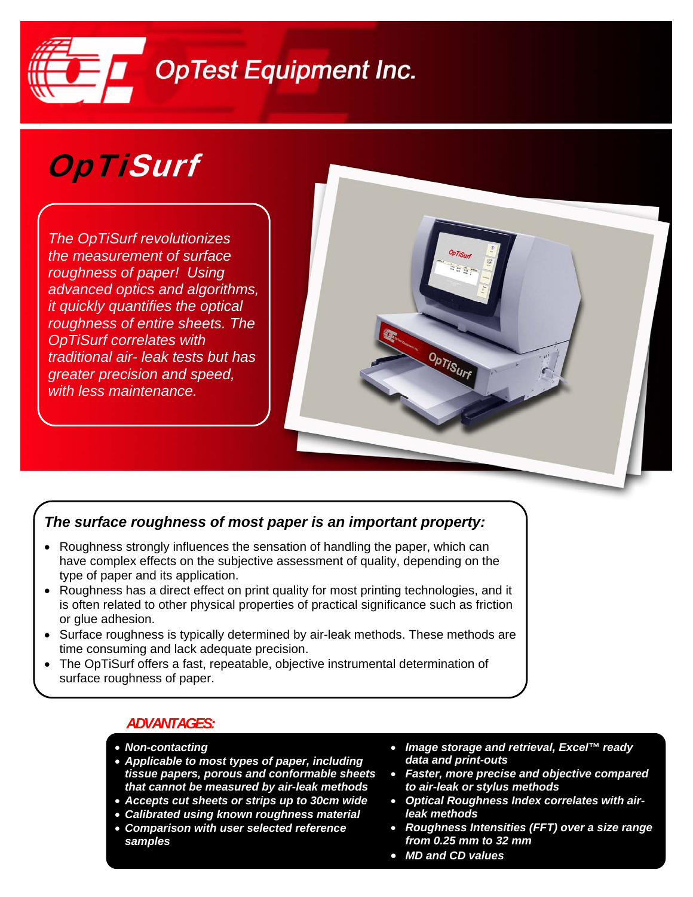# OpTest Equipment Inc.

## OpTiSurf

*The OpTiSurf revolutionizes the measurement of surface roughness of paper! Using advanced optics and algorithms, it quickly quantifies the optical roughness of entire sheets. The OpTiSurf correlates with traditional air- leak tests but has greater precision and speed, with less maintenance.*

### *The surface roughness of most paper is an important property:*

- Roughness strongly influences the sensation of handling the paper, which can have complex effects on the subjective assessment of quality, depending on the type of paper and its application.
- Roughness has a direct effect on print quality for most printing technologies, and it is often related to other physical properties of practical significance such as friction or glue adhesion.
- Surface roughness is typically determined by air-leak methods. These methods are time consuming and lack adequate precision.
- The OpTiSurf offers a fast, repeatable, objective instrumental determination of surface roughness of paper.

### *ADVANTAGES:*

- ***Non-contacting***
- ***Applicable to most types of paper, including tissue papers, porous and conformable sheets that cannot be measured by air-leak methods***
- ***Accepts cut sheets or strips up to 30cm wide***
- ***Calibrated using known roughness material***
- ***Comparison with user selected reference samples***
- ***Image storage and retrieval, Excel™ ready data and print-outs***
- ***Faster, more precise and objective compared to air-leak or stylus methods***
- ***Optical Roughness Index correlates with air-leak methods***
- ***Roughness Intensities (FFT) over a size range from 0.25 mm to 32 mm***
- ***MD and CD values***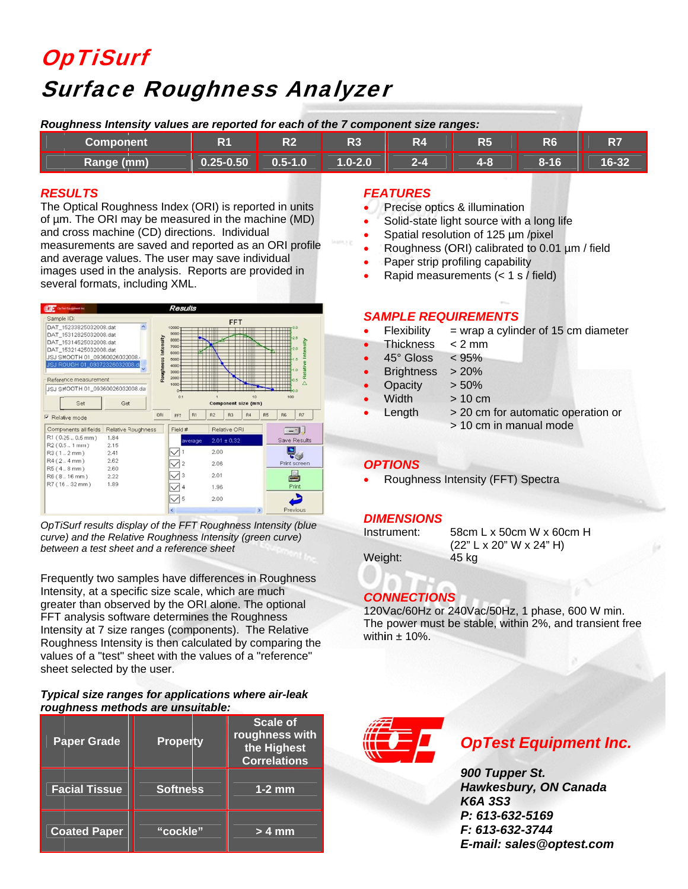# OpTiSurf

# Surface Roughness Analyzer

***Roughness Intensity values are reported for each of the 7 component size ranges:***

| Component | R1 | R2 | R3 | R4 | R5 | R6 | R7 |
|---|---|---|---|---|---|---|---|
| Range (mm) | 0.25-0.50 | 0.5-1.0 | 1.0-2.0 | 2-4 | 4-8 | 8-16 | 16-32 |

## RESULTS

The Optical Roughness Index (ORI) is reported in units of µm. The ORI may be measured in the machine (MD) and cross machine (CD) directions. Individual measurements are saved and reported as an ORI profile and average values. The user may save individual images used in the analysis. Reports are provided in several formats, including XML.

*OpTiSurf results display of the FFT Roughness Intensity (blue curve) and the Relative Roughness Intensity (green curve) between a test sheet and a reference sheet*

Frequently two samples have differences in Roughness Intensity, at a specific size scale, which are much greater than observed by the ORI alone. The optional FFT analysis software determines the Roughness Intensity at 7 size ranges (components). The Relative Roughness Intensity is then calculated by comparing the values of a "test" sheet with the values of a "reference" sheet selected by the user.

***Typical size ranges for applications where air-leak roughness methods are unsuitable:***

| Paper Grade | Property | Scale of roughness with the Highest Correlations |
|---|---|---|
| Facial Tissue | Softness | 1-2 mm |
| Coated Paper | "cockle" | > 4 mm |

## FEATURES

- Precise optics & illumination
- Solid-state light source with a long life
- Spatial resolution of 125 µm /pixel
- Roughness (ORI) calibrated to 0.01 µm / field
- Paper strip profiling capability
- Rapid measurements (< 1 s / field)

## SAMPLE REQUIREMENTS

- Flexibility = wrap a cylinder of 15 cm diameter
- Thickness < 2 mm
- 45° Gloss < 95%
- Brightness > 20%
- Opacity > 50%
- Width > 10 cm
- Length > 20 cm for automatic operation or > 10 cm in manual mode

## OPTIONS

- Roughness Intensity (FFT) Spectra

## DIMENSIONS

Instrument: 58cm L x 50cm W x 60cm H (22" L x 20" W x 24" H)

Weight: 45 kg

## CONNECTIONS

120Vac/60Hz or 240Vac/50Hz, 1 phase, 600 W min. The power must be stable, within 2%, and transient free within ± 10%.

## OpTest Equipment Inc.

***900 Tupper St.***
***Hawkesbury, ON Canada***
***K6A 3S3***
***P: 613-632-5169***
***F: 613-632-3744***
***E-mail: sales@optest.com***